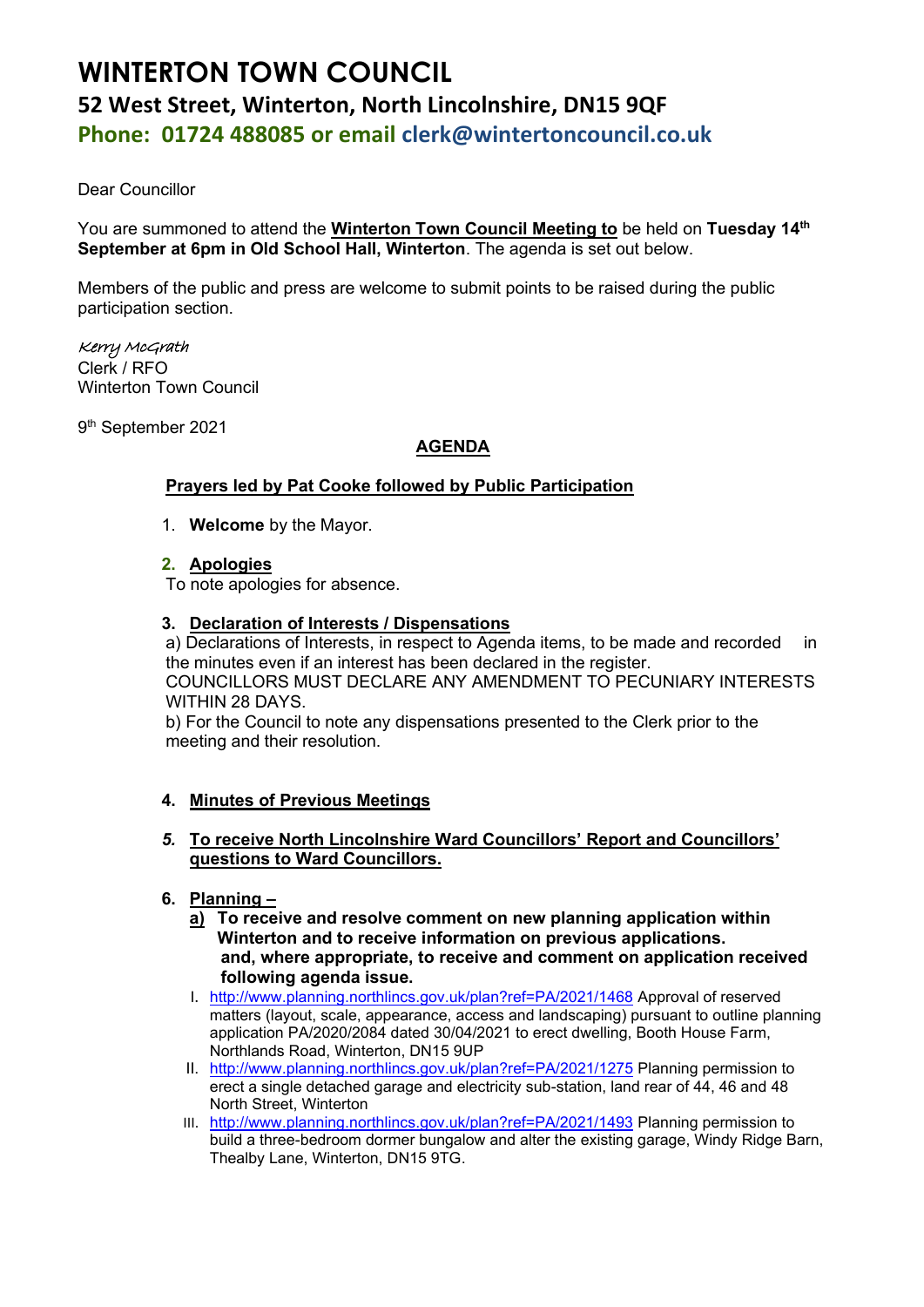# WINTERTON TOWN COUNCIL

## 52 West Street, Winterton, North Lincolnshire, DN15 9QF

## Phone: 01724 488085 or email clerk@wintertoncouncil.co.uk

Dear Councillor

You are summoned to attend the **Winterton Town Council Meeting to** be held on **Tuesday 14th September at 6pm in Old School Hall, Winterton**. The agenda is set out below.

Members of the public and press are welcome to submit points to be raised during the public participation section.

*Kerry McGrath*
Clerk / RFO
Winterton Town Council

9th September 2021

**AGENDA**

**Prayers led by Pat Cooke followed by Public Participation**

1. **Welcome** by the Mayor.

2. **Apologies**
To note apologies for absence.

3. **Declaration of Interests / Dispensations**
a) Declarations of Interests, in respect to Agenda items, to be made and recorded in the minutes even if an interest has been declared in the register.
COUNCILLORS MUST DECLARE ANY AMENDMENT TO PECUNIARY INTERESTS WITHIN 28 DAYS.
b) For the Council to note any dispensations presented to the Clerk prior to the meeting and their resolution.

4. **Minutes of Previous Meetings**

5. ***To receive North Lincolnshire Ward Councillors' Report and Councillors' questions to Ward Councillors.***

6. **Planning –**
   **a) To receive and resolve comment on new planning application within Winterton and to receive information on previous applications. and, where appropriate, to receive and comment on application received following agenda issue.**
   I. http://www.planning.northlincs.gov.uk/plan?ref=PA/2021/1468 Approval of reserved matters (layout, scale, appearance, access and landscaping) pursuant to outline planning application PA/2020/2084 dated 30/04/2021 to erect dwelling, Booth House Farm, Northlands Road, Winterton, DN15 9UP
   II. http://www.planning.northlincs.gov.uk/plan?ref=PA/2021/1275 Planning permission to erect a single detached garage and electricity sub-station, land rear of 44, 46 and 48 North Street, Winterton
   III. http://www.planning.northlincs.gov.uk/plan?ref=PA/2021/1493 Planning permission to build a three-bedroom dormer bungalow and alter the existing garage, Windy Ridge Barn, Thealby Lane, Winterton, DN15 9TG.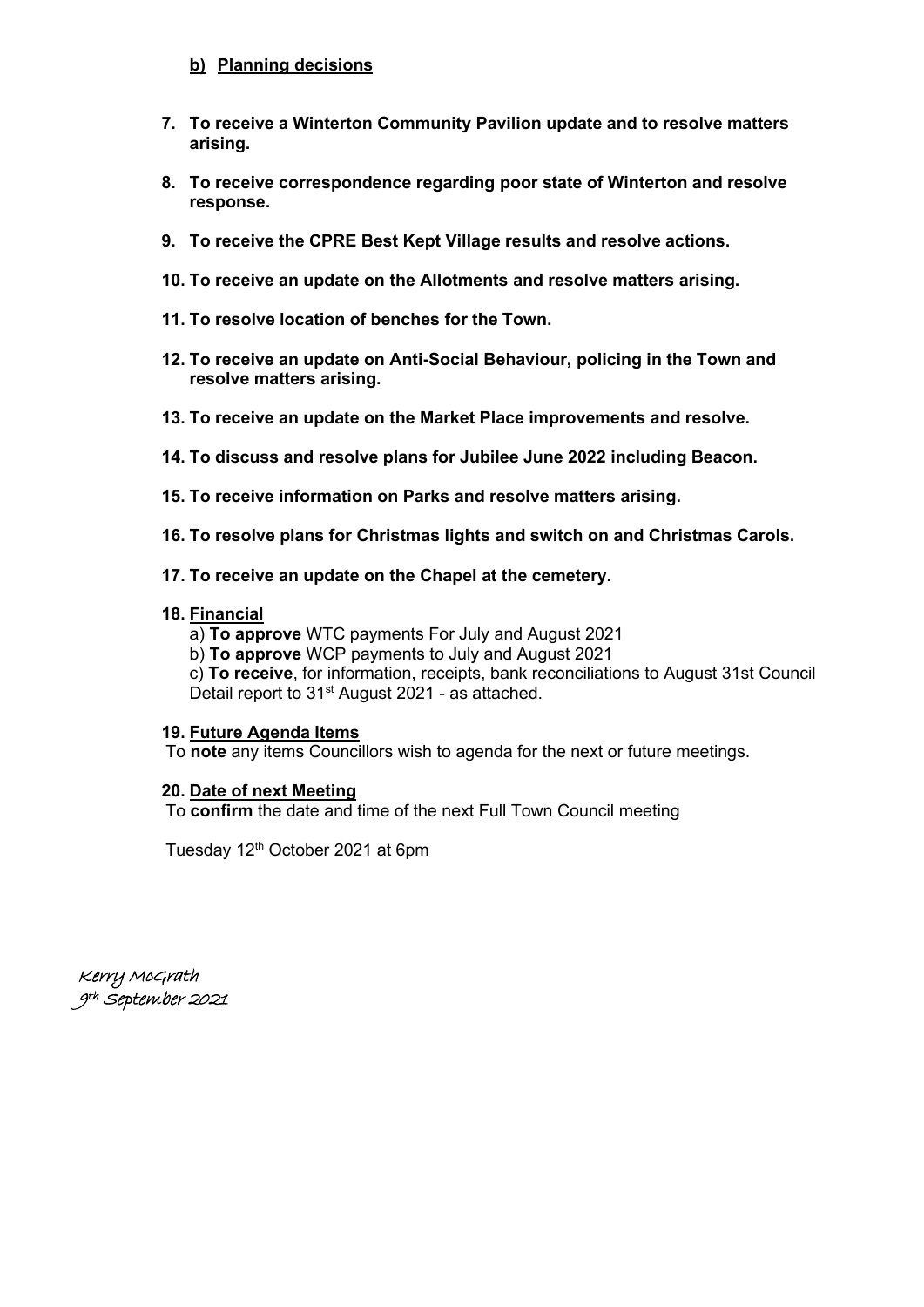**b) Planning decisions**

7. **To receive a Winterton Community Pavilion update and to resolve matters arising.**

8. **To receive correspondence regarding poor state of Winterton and resolve response.**

9. **To receive the CPRE Best Kept Village results and resolve actions.**

10. **To receive an update on the Allotments and resolve matters arising.**

11. **To resolve location of benches for the Town.**

12. **To receive an update on Anti-Social Behaviour, policing in the Town and resolve matters arising.**

13. **To receive an update on the Market Place improvements and resolve.**

14. **To discuss and resolve plans for Jubilee June 2022 including Beacon.**

15. **To receive information on Parks and resolve matters arising.**

16. **To resolve plans for Christmas lights and switch on and Christmas Carols.**

17. **To receive an update on the Chapel at the cemetery.**

18. **Financial**

a) **To approve** WTC payments For July and August 2021
b) **To approve** WCP payments to July and August 2021
c) **To receive**, for information, receipts, bank reconciliations to August 31st Council Detail report to 31st August 2021 - as attached.

19. **Future Agenda Items**

To **note** any items Councillors wish to agenda for the next or future meetings.

20. **Date of next Meeting**

To **confirm** the date and time of the next Full Town Council meeting

Tuesday 12th October 2021 at 6pm

Kerry McGrath
9th September 2021